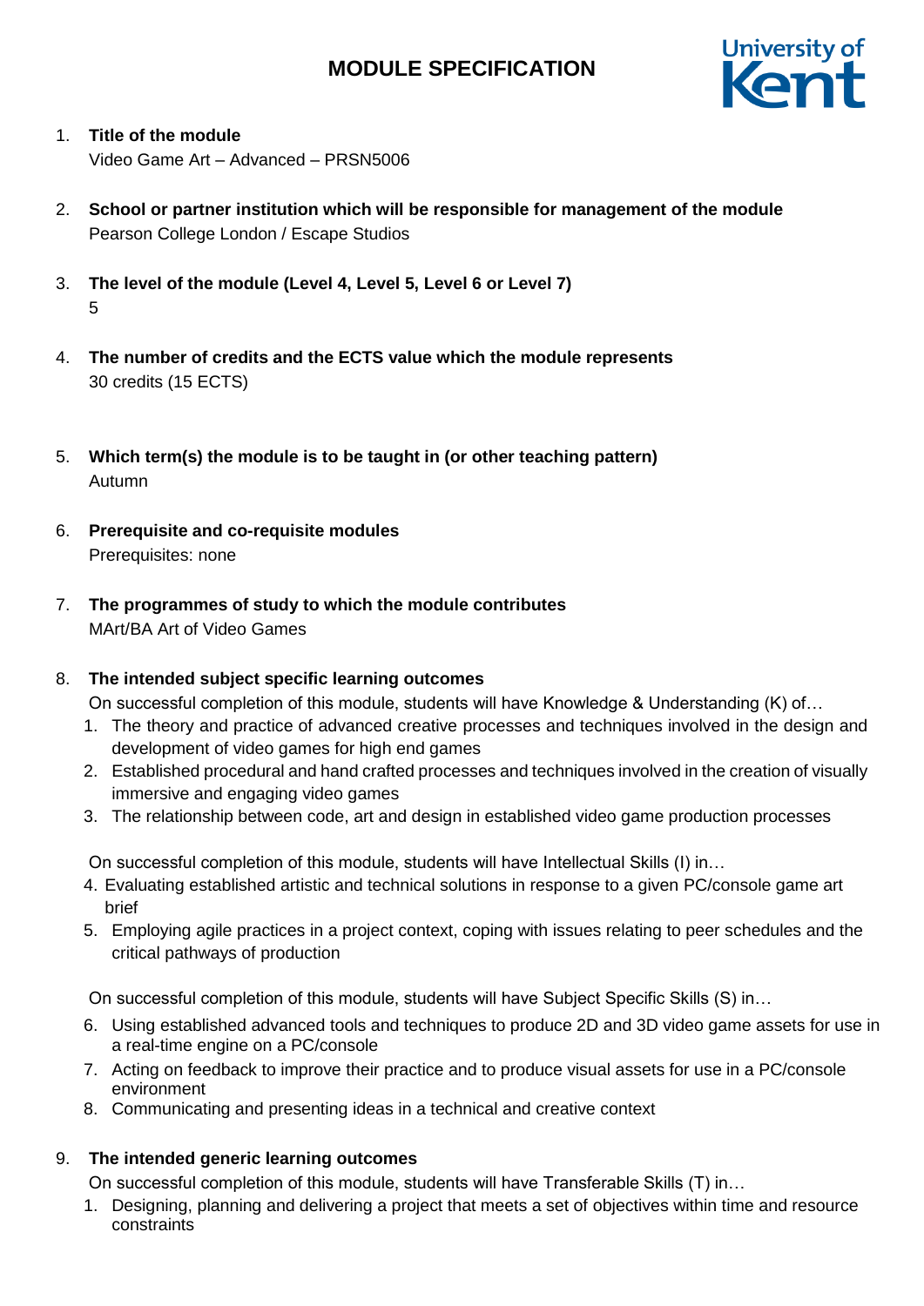# MODULE SPECIFICATION

1. **Title of the module**
   Video Game Art – Advanced – PRSN5006

2. **School or partner institution which will be responsible for management of the module**
   Pearson College London / Escape Studios

3. **The level of the module (Level 4, Level 5, Level 6 or Level 7)**
   5

4. **The number of credits and the ECTS value which the module represents**
   30 credits (15 ECTS)

5. **Which term(s) the module is to be taught in (or other teaching pattern)**
   Autumn

6. **Prerequisite and co-requisite modules**
   Prerequisites: none

7. **The programmes of study to which the module contributes**
   MArt/BA Art of Video Games

8. **The intended subject specific learning outcomes**
   On successful completion of this module, students will have Knowledge & Understanding (K) of…
   1. The theory and practice of advanced creative processes and techniques involved in the design and development of video games for high end games
   2. Established procedural and hand crafted processes and techniques involved in the creation of visually immersive and engaging video games
   3. The relationship between code, art and design in established video game production processes

   On successful completion of this module, students will have Intellectual Skills (I) in…
   4. Evaluating established artistic and technical solutions in response to a given PC/console game art brief
   5. Employing agile practices in a project context, coping with issues relating to peer schedules and the critical pathways of production

   On successful completion of this module, students will have Subject Specific Skills (S) in…
   6. Using established advanced tools and techniques to produce 2D and 3D video game assets for use in a real-time engine on a PC/console
   7. Acting on feedback to improve their practice and to produce visual assets for use in a PC/console environment
   8. Communicating and presenting ideas in a technical and creative context

9. **The intended generic learning outcomes**
   On successful completion of this module, students will have Transferable Skills (T) in…
   1. Designing, planning and delivering a project that meets a set of objectives within time and resource constraints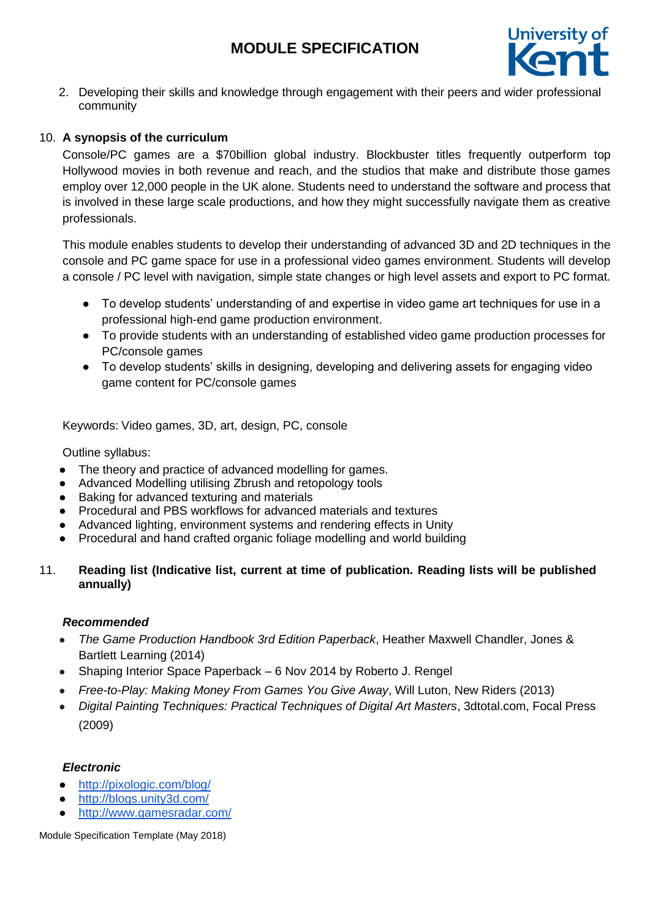2. Developing their skills and knowledge through engagement with their peers and wider professional community

10. **A synopsis of the curriculum**

Console/PC games are a $70billion global industry. Blockbuster titles frequently outperform top Hollywood movies in both revenue and reach, and the studios that make and distribute those games employ over 12,000 people in the UK alone. Students need to understand the software and process that is involved in these large scale productions, and how they might successfully navigate them as creative professionals.

This module enables students to develop their understanding of advanced 3D and 2D techniques in the console and PC game space for use in a professional video games environment. Students will develop a console / PC level with navigation, simple state changes or high level assets and export to PC format.

- To develop students' understanding of and expertise in video game art techniques for use in a professional high-end game production environment.
- To provide students with an understanding of established video game production processes for PC/console games
- To develop students' skills in designing, developing and delivering assets for engaging video game content for PC/console games

Keywords: Video games, 3D, art, design, PC, console

Outline syllabus:

- The theory and practice of advanced modelling for games.
- Advanced Modelling utilising Zbrush and retopology tools
- Baking for advanced texturing and materials
- Procedural and PBS workflows for advanced materials and textures
- Advanced lighting, environment systems and rendering effects in Unity
- Procedural and hand crafted organic foliage modelling and world building

11. **Reading list (Indicative list, current at time of publication. Reading lists will be published annually)**

***Recommended***

- *The Game Production Handbook 3rd Edition Paperback*, Heather Maxwell Chandler, Jones & Bartlett Learning (2014)
- Shaping Interior Space Paperback – 6 Nov 2014 by Roberto J. Rengel
- *Free-to-Play: Making Money From Games You Give Away*, Will Luton, New Riders (2013)
- *Digital Painting Techniques: Practical Techniques of Digital Art Masters*, 3dtotal.com, Focal Press (2009)

***Electronic***

- http://pixologic.com/blog/
- http://blogs.unity3d.com/
- http://www.gamesradar.com/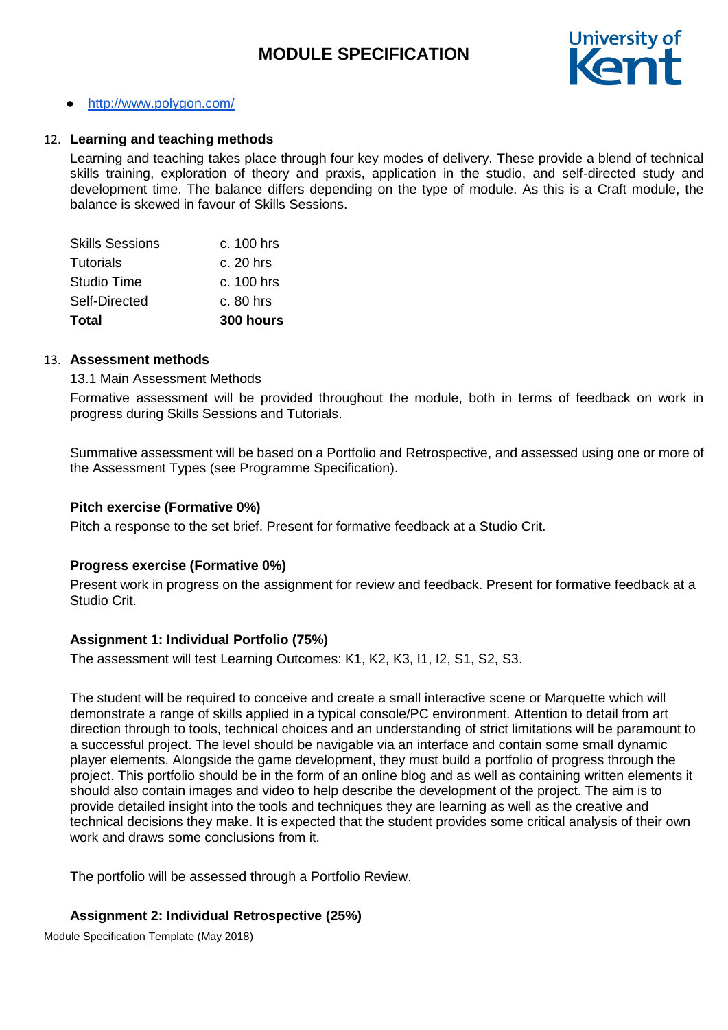- http://www.polygon.com/

## 12. Learning and teaching methods

Learning and teaching takes place through four key modes of delivery. These provide a blend of technical skills training, exploration of theory and praxis, application in the studio, and self-directed study and development time. The balance differs depending on the type of module. As this is a Craft module, the balance is skewed in favour of Skills Sessions.

| | |
|---|---|
| Skills Sessions | c. 100 hrs |
| Tutorials | c. 20 hrs |
| Studio Time | c. 100 hrs |
| Self-Directed | c. 80 hrs |
| **Total** | **300 hours** |

## 13. Assessment methods

13.1 Main Assessment Methods

Formative assessment will be provided throughout the module, both in terms of feedback on work in progress during Skills Sessions and Tutorials.

Summative assessment will be based on a Portfolio and Retrospective, and assessed using one or more of the Assessment Types (see Programme Specification).

**Pitch exercise (Formative 0%)**

Pitch a response to the set brief. Present for formative feedback at a Studio Crit.

**Progress exercise (Formative 0%)**

Present work in progress on the assignment for review and feedback. Present for formative feedback at a Studio Crit.

**Assignment 1: Individual Portfolio (75%)**

The assessment will test Learning Outcomes: K1, K2, K3, I1, I2, S1, S2, S3.

The student will be required to conceive and create a small interactive scene or Marquette which will demonstrate a range of skills applied in a typical console/PC environment. Attention to detail from art direction through to tools, technical choices and an understanding of strict limitations will be paramount to a successful project. The level should be navigable via an interface and contain some small dynamic player elements. Alongside the game development, they must build a portfolio of progress through the project. This portfolio should be in the form of an online blog and as well as containing written elements it should also contain images and video to help describe the development of the project. The aim is to provide detailed insight into the tools and techniques they are learning as well as the creative and technical decisions they make. It is expected that the student provides some critical analysis of their own work and draws some conclusions from it.

The portfolio will be assessed through a Portfolio Review.

**Assignment 2: Individual Retrospective (25%)**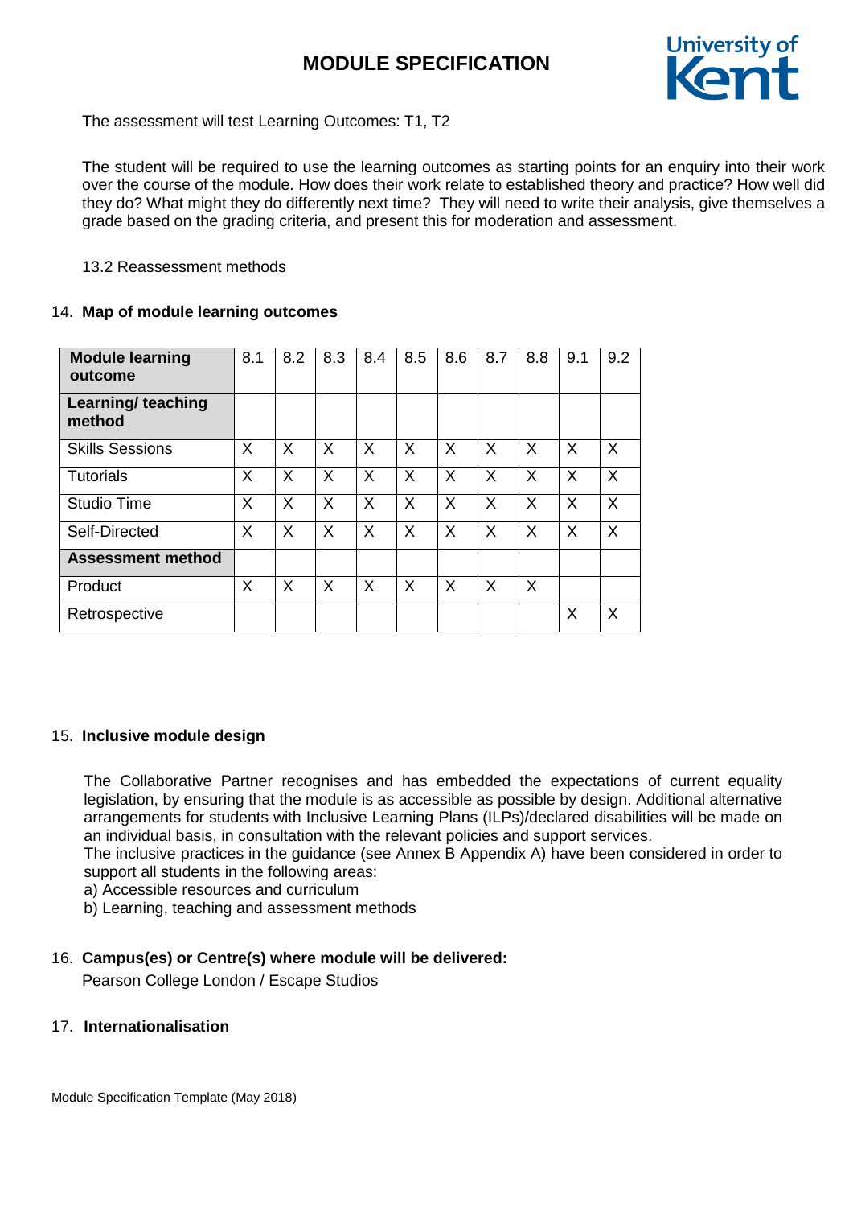The assessment will test Learning Outcomes: T1, T2

The student will be required to use the learning outcomes as starting points for an enquiry into their work over the course of the module. How does their work relate to established theory and practice? How well did they do? What might they do differently next time? They will need to write their analysis, give themselves a grade based on the grading criteria, and present this for moderation and assessment.

13.2 Reassessment methods

## 14. Map of module learning outcomes

| **Module learning outcome** | 8.1 | 8.2 | 8.3 | 8.4 | 8.5 | 8.6 | 8.7 | 8.8 | 9.1 | 9.2 |
|---|---|---|---|---|---|---|---|---|---|---|
| **Learning/ teaching method** | | | | | | | | | | |
| Skills Sessions | X | X | X | X | X | X | X | X | X | X |
| Tutorials | X | X | X | X | X | X | X | X | X | X |
| Studio Time | X | X | X | X | X | X | X | X | X | X |
| Self-Directed | X | X | X | X | X | X | X | X | X | X |
| **Assessment method** | | | | | | | | | | |
| Product | X | X | X | X | X | X | X | X | | |
| Retrospective | | | | | | | | | X | X |

## 15. Inclusive module design

The Collaborative Partner recognises and has embedded the expectations of current equality legislation, by ensuring that the module is as accessible as possible by design. Additional alternative arrangements for students with Inclusive Learning Plans (ILPs)/declared disabilities will be made on an individual basis, in consultation with the relevant policies and support services.
The inclusive practices in the guidance (see Annex B Appendix A) have been considered in order to support all students in the following areas:

a) Accessible resources and curriculum
b) Learning, teaching and assessment methods

## 16. Campus(es) or Centre(s) where module will be delivered:

Pearson College London / Escape Studios

## 17. Internationalisation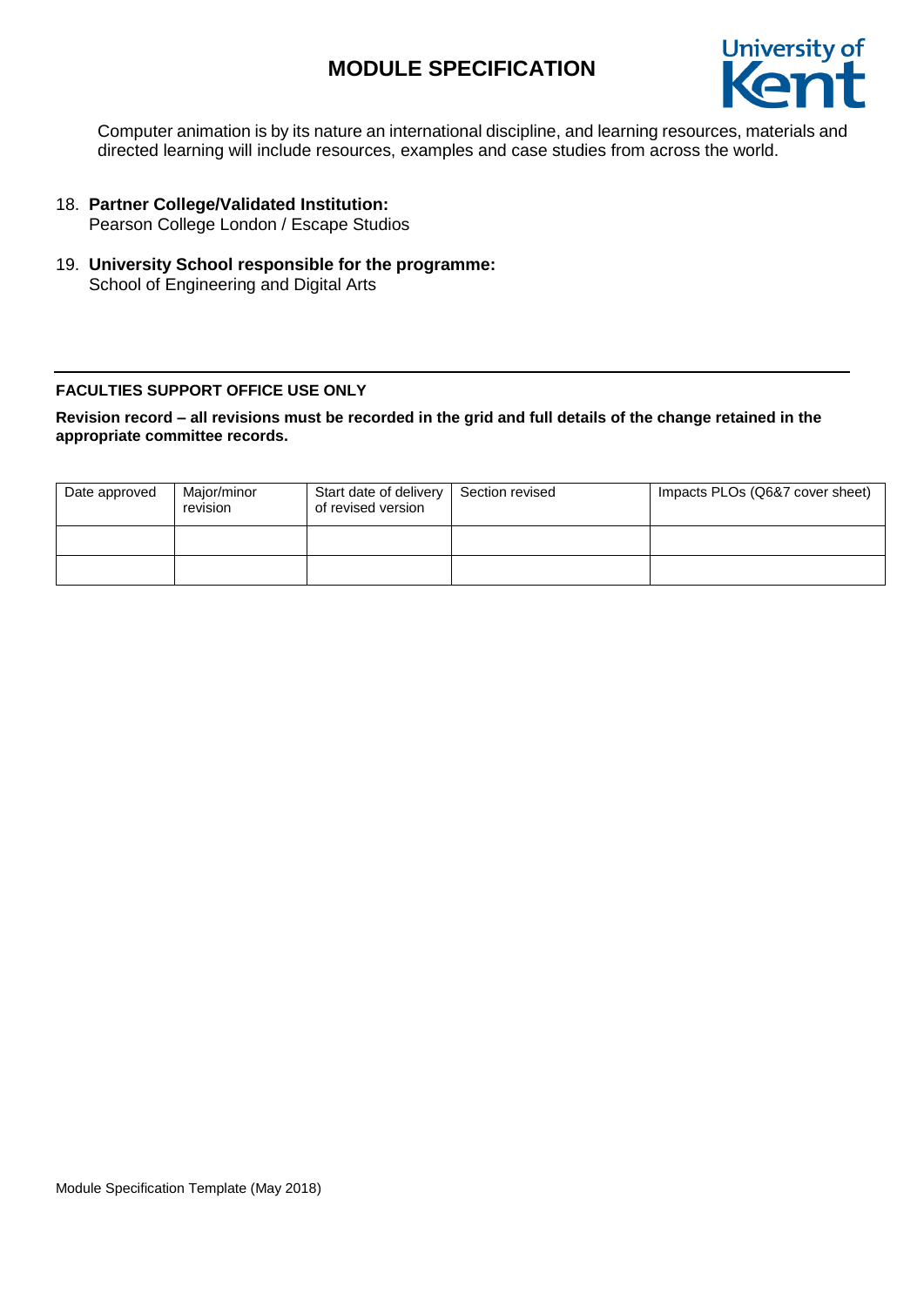Computer animation is by its nature an international discipline, and learning resources, materials and directed learning will include resources, examples and case studies from across the world.

18. **Partner College/Validated Institution:**
    Pearson College London / Escape Studios

19. **University School responsible for the programme:**
    School of Engineering and Digital Arts

---

**FACULTIES SUPPORT OFFICE USE ONLY**

**Revision record – all revisions must be recorded in the grid and full details of the change retained in the appropriate committee records.**

| Date approved | Major/minor revision | Start date of delivery of revised version | Section revised | Impacts PLOs (Q6&7 cover sheet) |
|---|---|---|---|---|
| | | | | |
| | | | | |